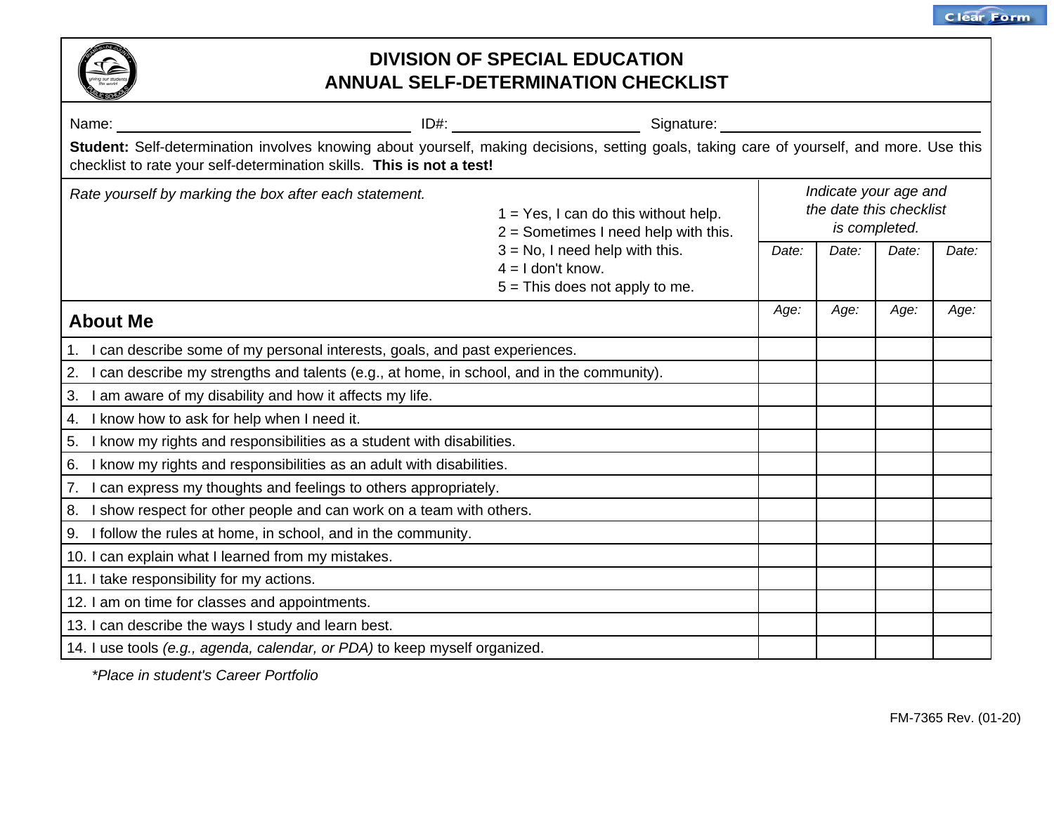# DIVISION OF SPECIAL EDUCATION
# ANNUAL SELF-DETERMINATION CHECKLIST

Name: ______________________ ID#: ______________ Signature: ______________________

**Student:** Self-determination involves knowing about yourself, making decisions, setting goals, taking care of yourself, and more. Use this checklist to rate your self-determination skills. **This is not a test!**

*Rate yourself by marking the box after each statement.*

1 = Yes, I can do this without help.
2 = Sometimes I need help with this.
3 = No, I need help with this.
4 = I don't know.
5 = This does not apply to me.

*Indicate your age and the date this checklist is completed.*

| **About Me** | *Date:* <br> *Age:* | *Date:* <br> *Age:* | *Date:* <br> *Age:* | *Date:* <br> *Age:* |
|---|---|---|---|---|
| 1. I can describe some of my personal interests, goals, and past experiences. | | | | |
| 2. I can describe my strengths and talents (e.g., at home, in school, and in the community). | | | | |
| 3. I am aware of my disability and how it affects my life. | | | | |
| 4. I know how to ask for help when I need it. | | | | |
| 5. I know my rights and responsibilities as a student with disabilities. | | | | |
| 6. I know my rights and responsibilities as an adult with disabilities. | | | | |
| 7. I can express my thoughts and feelings to others appropriately. | | | | |
| 8. I show respect for other people and can work on a team with others. | | | | |
| 9. I follow the rules at home, in school, and in the community. | | | | |
| 10. I can explain what I learned from my mistakes. | | | | |
| 11. I take responsibility for my actions. | | | | |
| 12. I am on time for classes and appointments. | | | | |
| 13. I can describe the ways I study and learn best. | | | | |
| 14. I use tools *(e.g., agenda, calendar, or PDA)* to keep myself organized. | | | | |

*\*Place in student's Career Portfolio*

FM-7365 Rev. (01-20)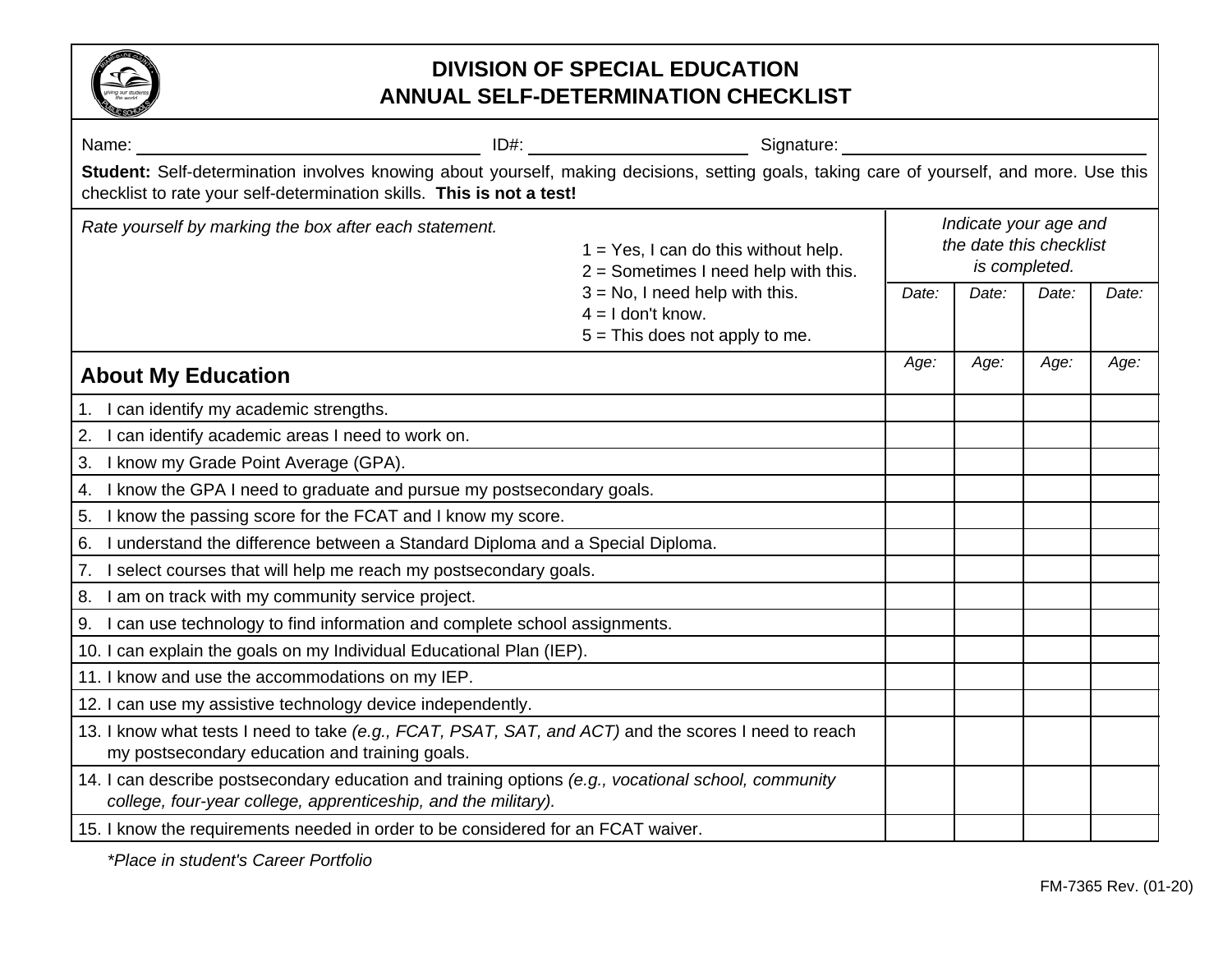# DIVISION OF SPECIAL EDUCATION
# ANNUAL SELF-DETERMINATION CHECKLIST

Name: ________________________ ID#: ________________ Signature: ________________________

**Student:** Self-determination involves knowing about yourself, making decisions, setting goals, taking care of yourself, and more. Use this checklist to rate your self-determination skills. **This is not a test!**

*Rate yourself by marking the box after each statement.*

1 = Yes, I can do this without help.
2 = Sometimes I need help with this.
3 = No, I need help with this.
4 = I don't know.
5 = This does not apply to me.

*Indicate your age and the date this checklist is completed.*

| **About My Education** | *Date:* <br> *Age:* | *Date:* <br> *Age:* | *Date:* <br> *Age:* | *Date:* <br> *Age:* |
|---|---|---|---|---|
| 1. I can identify my academic strengths. | | | | |
| 2. I can identify academic areas I need to work on. | | | | |
| 3. I know my Grade Point Average (GPA). | | | | |
| 4. I know the GPA I need to graduate and pursue my postsecondary goals. | | | | |
| 5. I know the passing score for the FCAT and I know my score. | | | | |
| 6. I understand the difference between a Standard Diploma and a Special Diploma. | | | | |
| 7. I select courses that will help me reach my postsecondary goals. | | | | |
| 8. I am on track with my community service project. | | | | |
| 9. I can use technology to find information and complete school assignments. | | | | |
| 10. I can explain the goals on my Individual Educational Plan (IEP). | | | | |
| 11. I know and use the accommodations on my IEP. | | | | |
| 12. I can use my assistive technology device independently. | | | | |
| 13. I know what tests I need to take *(e.g., FCAT, PSAT, SAT, and ACT)* and the scores I need to reach my postsecondary education and training goals. | | | | |
| 14. I can describe postsecondary education and training options *(e.g., vocational school, community college, four-year college, apprenticeship, and the military).* | | | | |
| 15. I know the requirements needed in order to be considered for an FCAT waiver. | | | | |

*\*Place in student's Career Portfolio*

FM-7365 Rev. (01-20)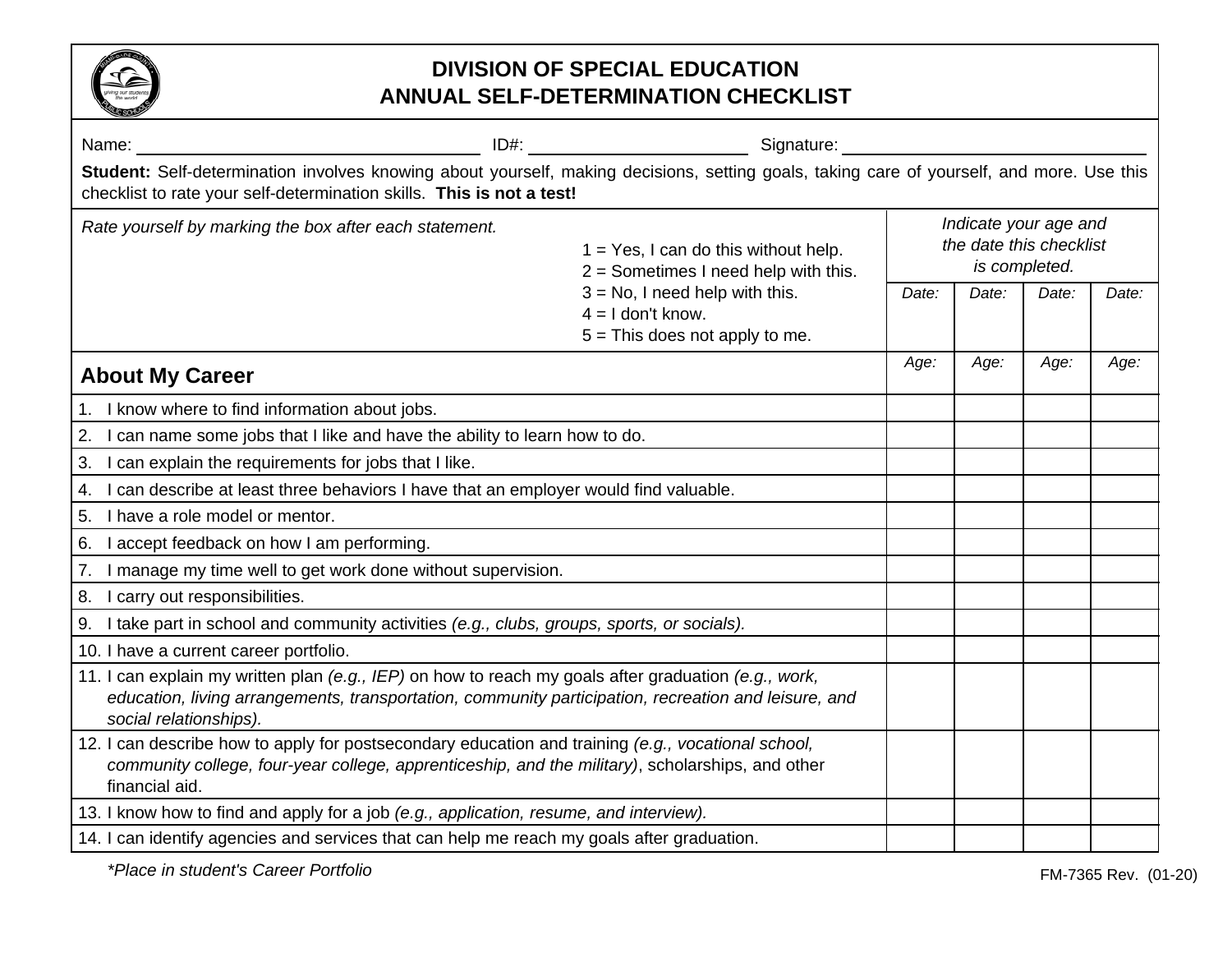# DIVISION OF SPECIAL EDUCATION
# ANNUAL SELF-DETERMINATION CHECKLIST

Name: ______________________ ID#: ______________ Signature: ______________________

**Student:** Self-determination involves knowing about yourself, making decisions, setting goals, taking care of yourself, and more. Use this checklist to rate your self-determination skills. **This is not a test!**

*Rate yourself by marking the box after each statement.*

1 = Yes, I can do this without help.
2 = Sometimes I need help with this.
3 = No, I need help with this.
4 = I don't know.
5 = This does not apply to me.

*Indicate your age and the date this checklist is completed.*

| About My Career | *Date:* *Age:* | *Date:* *Age:* | *Date:* *Age:* | *Date:* *Age:* |
|---|---|---|---|---|
| 1. I know where to find information about jobs. | | | | |
| 2. I can name some jobs that I like and have the ability to learn how to do. | | | | |
| 3. I can explain the requirements for jobs that I like. | | | | |
| 4. I can describe at least three behaviors I have that an employer would find valuable. | | | | |
| 5. I have a role model or mentor. | | | | |
| 6. I accept feedback on how I am performing. | | | | |
| 7. I manage my time well to get work done without supervision. | | | | |
| 8. I carry out responsibilities. | | | | |
| 9. I take part in school and community activities *(e.g., clubs, groups, sports, or socials).* | | | | |
| 10. I have a current career portfolio. | | | | |
| 11. I can explain my written plan *(e.g., IEP)* on how to reach my goals after graduation *(e.g., work, education, living arrangements, transportation, community participation, recreation and leisure, and social relationships).* | | | | |
| 12. I can describe how to apply for postsecondary education and training *(e.g., vocational school, community college, four-year college, apprenticeship, and the military)*, scholarships, and other financial aid. | | | | |
| 13. I know how to find and apply for a job *(e.g., application, resume, and interview).* | | | | |
| 14. I can identify agencies and services that can help me reach my goals after graduation. | | | | |

*\*Place in student's Career Portfolio*

FM-7365 Rev. (01-20)